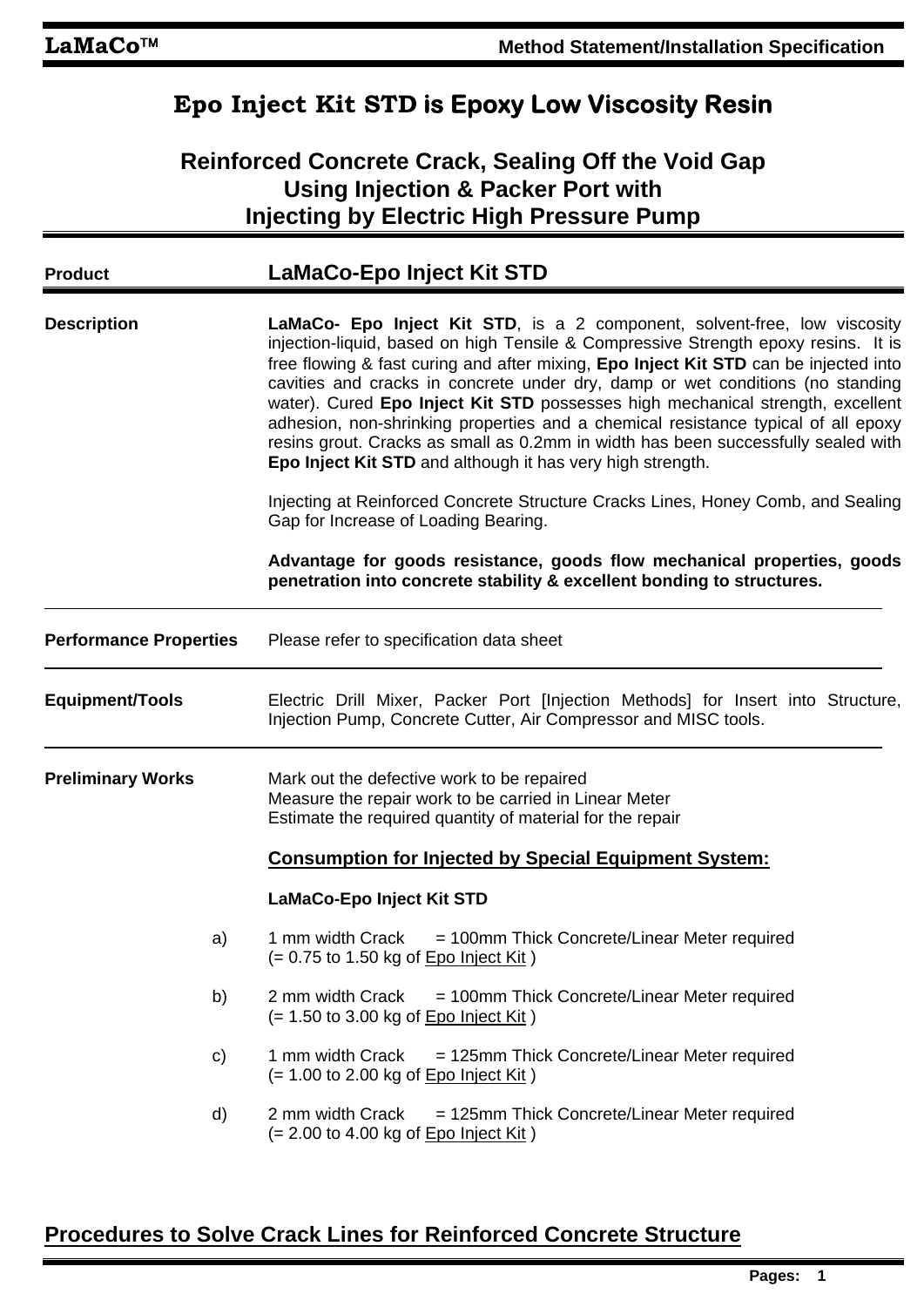# Epo Inject Kit STD is Epoxy Low Viscosity Resin

## Reinforced Concrete Crack, Sealing Off the Void Gap Using Injection & Packer Port with Injecting by Electric High Pressure Pump

**Product** **LaMaCo-Epo Inject Kit STD**

---

**Description**

**LaMaCo- Epo Inject Kit STD**, is a 2 component, solvent-free, low viscosity injection-liquid, based on high Tensile & Compressive Strength epoxy resins. It is free flowing & fast curing and after mixing, **Epo Inject Kit STD** can be injected into cavities and cracks in concrete under dry, damp or wet conditions (no standing water). Cured **Epo Inject Kit STD** possesses high mechanical strength, excellent adhesion, non-shrinking properties and a chemical resistance typical of all epoxy resins grout. Cracks as small as 0.2mm in width has been successfully sealed with **Epo Inject Kit STD** and although it has very high strength.

Injecting at Reinforced Concrete Structure Cracks Lines, Honey Comb, and Sealing Gap for Increase of Loading Bearing.

**Advantage for goods resistance, goods flow mechanical properties, goods penetration into concrete stability & excellent bonding to structures.**

---

**Performance Properties**

Please refer to specification data sheet

---

**Equipment/Tools**

Electric Drill Mixer, Packer Port [Injection Methods] for Insert into Structure, Injection Pump, Concrete Cutter, Air Compressor and MISC tools.

---

**Preliminary Works**

Mark out the defective work to be repaired
Measure the repair work to be carried in Linear Meter
Estimate the required quantity of material for the repair

**Consumption for Injected by Special Equipment System:**

**LaMaCo-Epo Inject Kit STD**

a) 1 mm width Crack = 100mm Thick Concrete/Linear Meter required
(= 0.75 to 1.50 kg of Epo Inject Kit )

b) 2 mm width Crack = 100mm Thick Concrete/Linear Meter required
(= 1.50 to 3.00 kg of Epo Inject Kit )

c) 1 mm width Crack = 125mm Thick Concrete/Linear Meter required
(= 1.00 to 2.00 kg of Epo Inject Kit )

d) 2 mm width Crack = 125mm Thick Concrete/Linear Meter required
(= 2.00 to 4.00 kg of Epo Inject Kit )

## Procedures to Solve Crack Lines for Reinforced Concrete Structure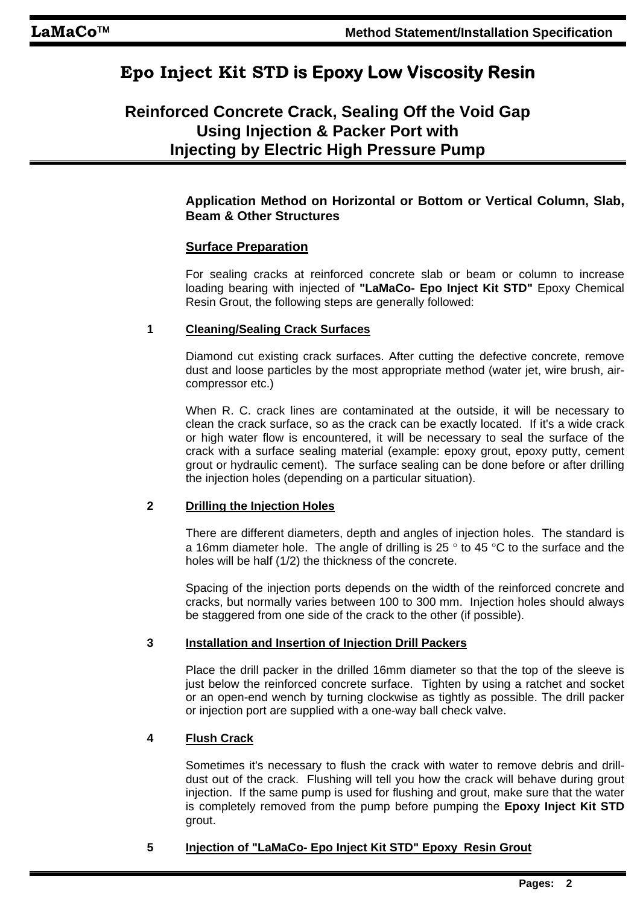# Epo Inject Kit STD is Epoxy Low Viscosity Resin

## Reinforced Concrete Crack, Sealing Off the Void Gap Using Injection & Packer Port with Injecting by Electric High Pressure Pump

**Application Method on Horizontal or Bottom or Vertical Column, Slab, Beam & Other Structures**

**Surface Preparation**

For sealing cracks at reinforced concrete slab or beam or column to increase loading bearing with injected of **"LaMaCo- Epo Inject Kit STD"** Epoxy Chemical Resin Grout, the following steps are generally followed:

**1 Cleaning/Sealing Crack Surfaces**

Diamond cut existing crack surfaces. After cutting the defective concrete, remove dust and loose particles by the most appropriate method (water jet, wire brush, air-compressor etc.)

When R. C. crack lines are contaminated at the outside, it will be necessary to clean the crack surface, so as the crack can be exactly located. If it's a wide crack or high water flow is encountered, it will be necessary to seal the surface of the crack with a surface sealing material (example: epoxy grout, epoxy putty, cement grout or hydraulic cement). The surface sealing can be done before or after drilling the injection holes (depending on a particular situation).

**2 Drilling the Injection Holes**

There are different diameters, depth and angles of injection holes. The standard is a 16mm diameter hole. The angle of drilling is 25 ° to 45 °C to the surface and the holes will be half (1/2) the thickness of the concrete.

Spacing of the injection ports depends on the width of the reinforced concrete and cracks, but normally varies between 100 to 300 mm. Injection holes should always be staggered from one side of the crack to the other (if possible).

**3 Installation and Insertion of Injection Drill Packers**

Place the drill packer in the drilled 16mm diameter so that the top of the sleeve is just below the reinforced concrete surface. Tighten by using a ratchet and socket or an open-end wench by turning clockwise as tightly as possible. The drill packer or injection port are supplied with a one-way ball check valve.

**4 Flush Crack**

Sometimes it's necessary to flush the crack with water to remove debris and drill-dust out of the crack. Flushing will tell you how the crack will behave during grout injection. If the same pump is used for flushing and grout, make sure that the water is completely removed from the pump before pumping the **Epoxy Inject Kit STD** grout.

**5 Injection of "LaMaCo- Epo Inject Kit STD" Epoxy Resin Grout**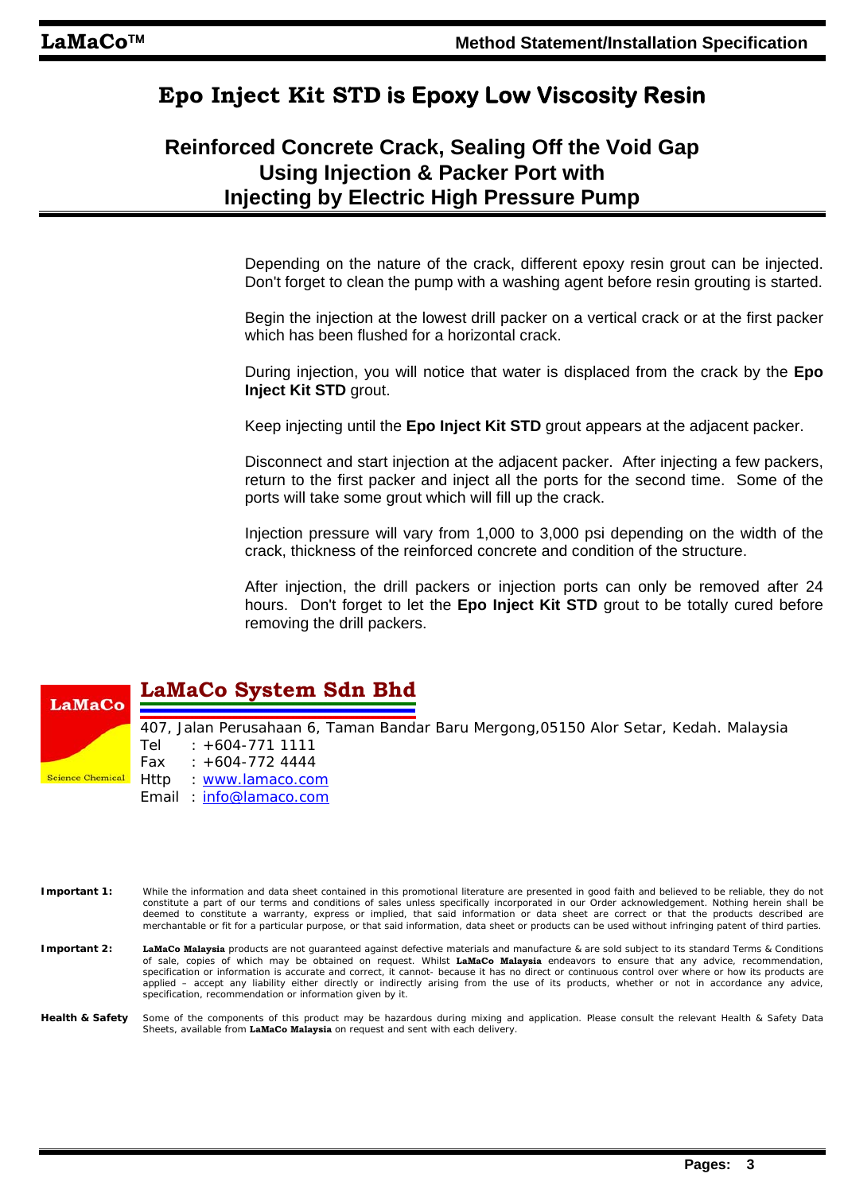# Epo Inject Kit STD is Epoxy Low Viscosity Resin

## Reinforced Concrete Crack, Sealing Off the Void Gap Using Injection & Packer Port with Injecting by Electric High Pressure Pump

Depending on the nature of the crack, different epoxy resin grout can be injected. Don't forget to clean the pump with a washing agent before resin grouting is started.

Begin the injection at the lowest drill packer on a vertical crack or at the first packer which has been flushed for a horizontal crack.

During injection, you will notice that water is displaced from the crack by the **Epo Inject Kit STD** grout.

Keep injecting until the **Epo Inject Kit STD** grout appears at the adjacent packer.

Disconnect and start injection at the adjacent packer. After injecting a few packers, return to the first packer and inject all the ports for the second time. Some of the ports will take some grout which will fill up the crack.

Injection pressure will vary from 1,000 to 3,000 psi depending on the width of the crack, thickness of the reinforced concrete and condition of the structure.

After injection, the drill packers or injection ports can only be removed after 24 hours. Don't forget to let the **Epo Inject Kit STD** grout to be totally cured before removing the drill packers.

LaMaCo
Science Chemical

**LaMaCo System Sdn Bhd**

407, Jalan Perusahaan 6, Taman Bandar Baru Mergong,05150 Alor Setar, Kedah. Malaysia
Tel : +604-771 1111
Fax : +604-772 4444
Http : www.lamaco.com
Email : info@lamaco.com

**Important 1:** While the information and data sheet contained in this promotional literature are presented in good faith and believed to be reliable, they do not constitute a part of our terms and conditions of sales unless specifically incorporated in our Order acknowledgement. Nothing herein shall be deemed to constitute a warranty, express or implied, that said information or data sheet are correct or that the products described are merchantable or fit for a particular purpose, or that said information, data sheet or products can be used without infringing patent of third parties.

**Important 2:** **LaMaCo Malaysia** products are not guaranteed against defective materials and manufacture & are sold subject to its standard Terms & Conditions of sale, copies of which may be obtained on request. Whilst **LaMaCo Malaysia** endeavors to ensure that any advice, recommendation, specification or information is accurate and correct, it cannot- because it has no direct or continuous control over where or how its products are applied – accept any liability either directly or indirectly arising from the use of its products, whether or not in accordance any advice, specification, recommendation or information given by it.

**Health & Safety** Some of the components of this product may be hazardous during mixing and application. Please consult the relevant Health & Safety Data Sheets, available from **LaMaCo Malaysia** on request and sent with each delivery.